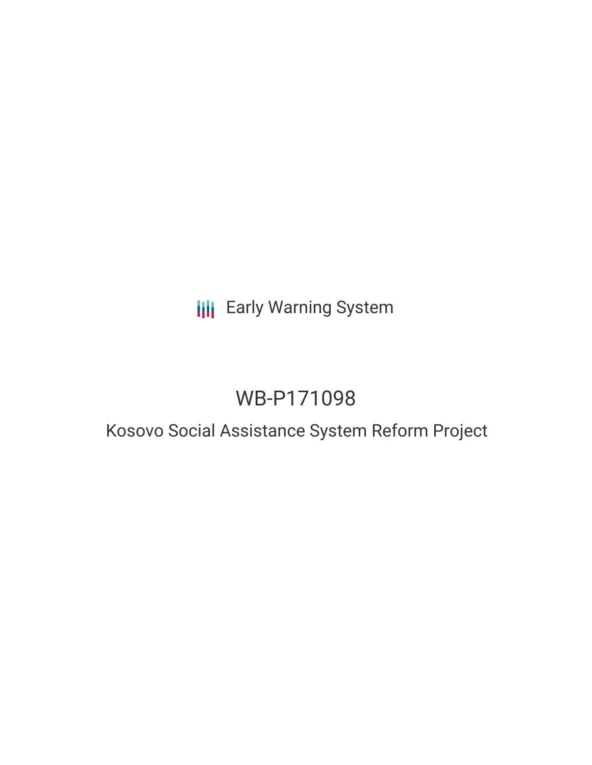Early Warning System

# WB-P171098

## Kosovo Social Assistance System Reform Project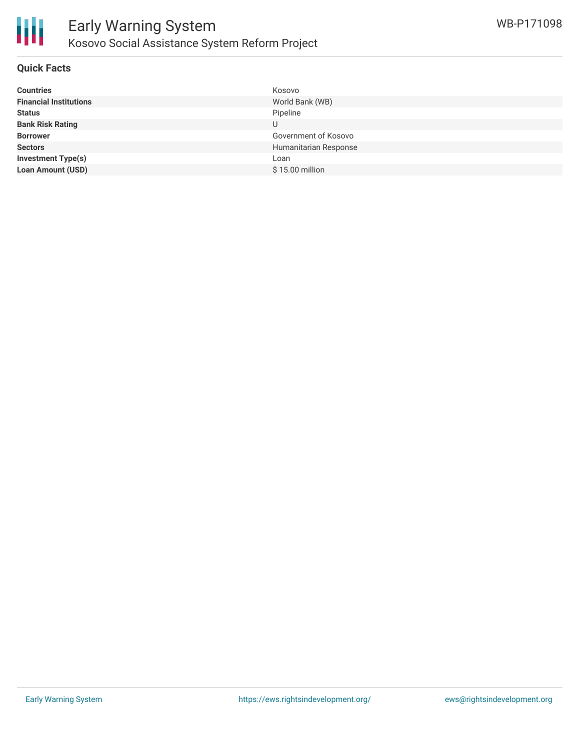## Quick Facts

| | |
|---|---|
| **Countries** | Kosovo |
| **Financial Institutions** | World Bank (WB) |
| **Status** | Pipeline |
| **Bank Risk Rating** | U |
| **Borrower** | Government of Kosovo |
| **Sectors** | Humanitarian Response |
| **Investment Type(s)** | Loan |
| **Loan Amount (USD)** | $ 15.00 million |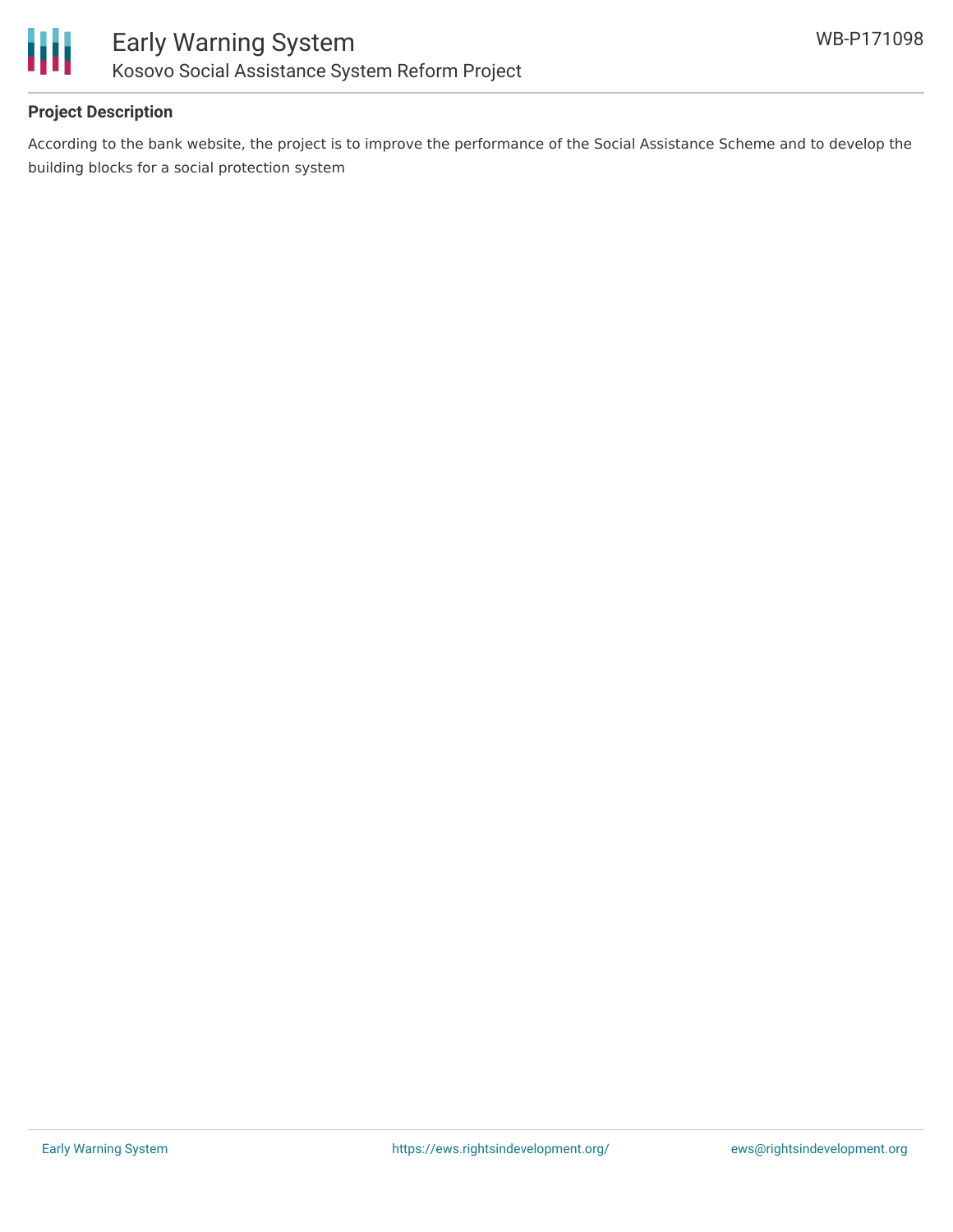## Project Description

According to the bank website, the project is to improve the performance of the Social Assistance Scheme and to develop the building blocks for a social protection system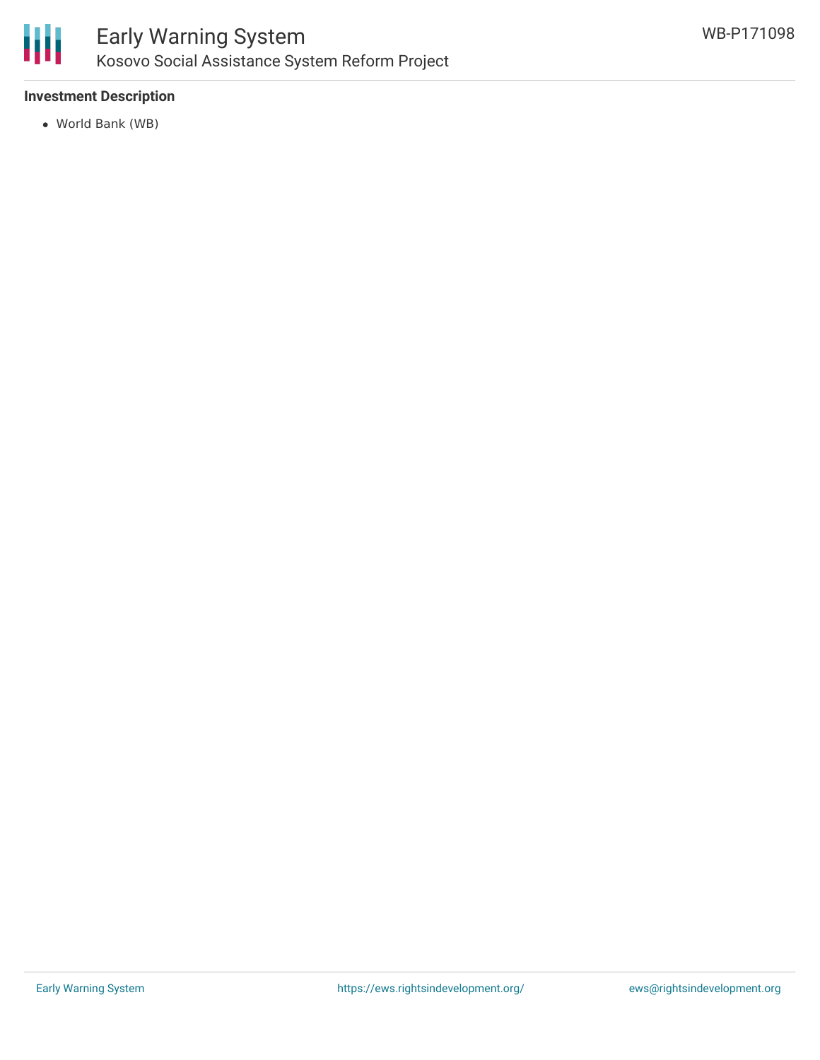### Investment Description

- World Bank (WB)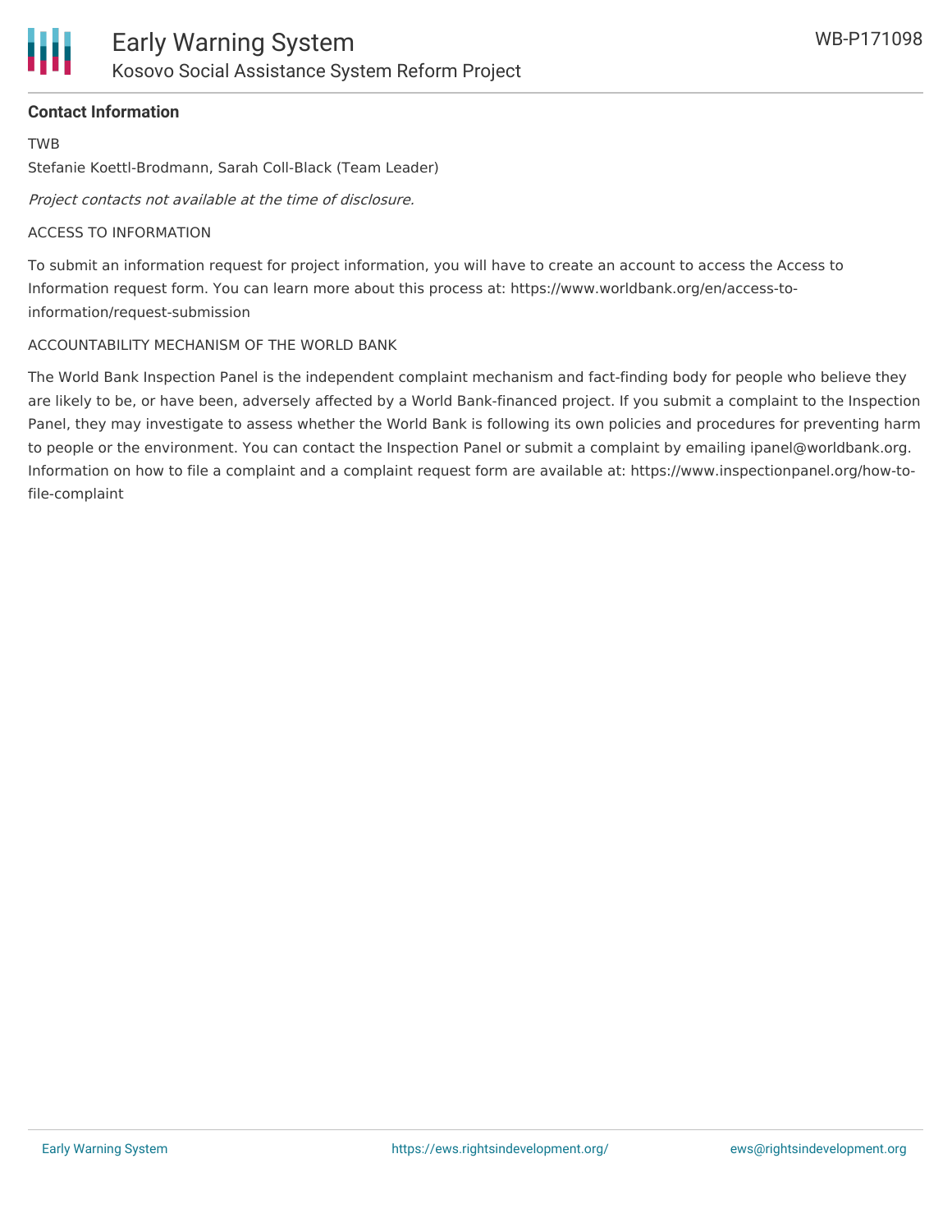**Contact Information**

TWB

Stefanie Koettl-Brodmann, Sarah Coll-Black (Team Leader)

*Project contacts not available at the time of disclosure.*

ACCESS TO INFORMATION

To submit an information request for project information, you will have to create an account to access the Access to Information request form. You can learn more about this process at: https://www.worldbank.org/en/access-to-information/request-submission

ACCOUNTABILITY MECHANISM OF THE WORLD BANK

The World Bank Inspection Panel is the independent complaint mechanism and fact-finding body for people who believe they are likely to be, or have been, adversely affected by a World Bank-financed project. If you submit a complaint to the Inspection Panel, they may investigate to assess whether the World Bank is following its own policies and procedures for preventing harm to people or the environment. You can contact the Inspection Panel or submit a complaint by emailing ipanel@worldbank.org. Information on how to file a complaint and a complaint request form are available at: https://www.inspectionpanel.org/how-to-file-complaint